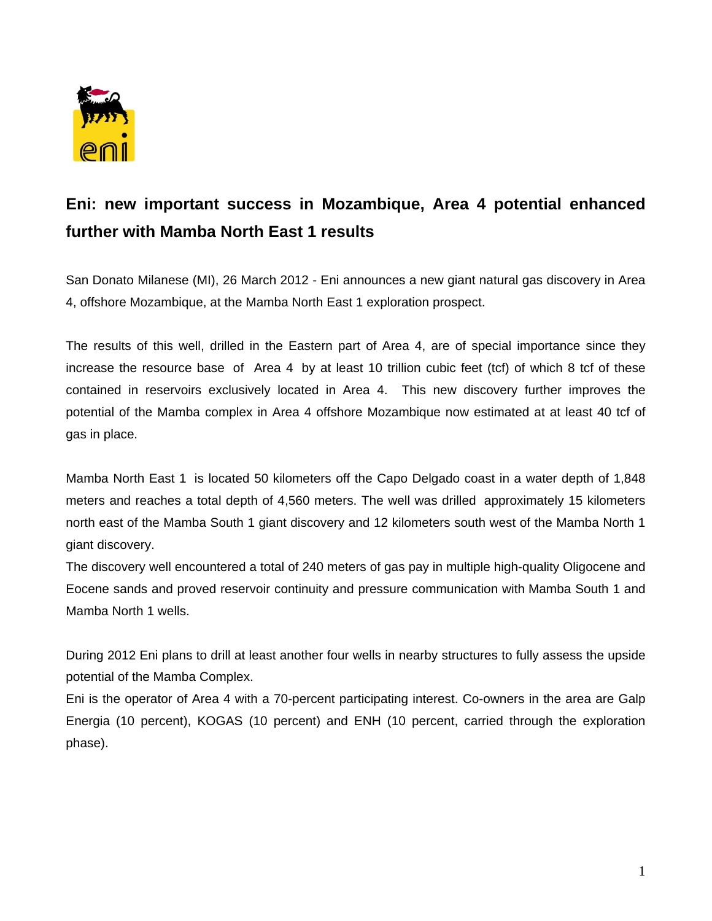# Eni: new important success in Mozambique, Area 4 potential enhanced further with Mamba North East 1 results

San Donato Milanese (MI), 26 March 2012 - Eni announces a new giant natural gas discovery in Area 4, offshore Mozambique, at the Mamba North East 1 exploration prospect.

The results of this well, drilled in the Eastern part of Area 4, are of special importance since they increase the resource base of Area 4 by at least 10 trillion cubic feet (tcf) of which 8 tcf of these contained in reservoirs exclusively located in Area 4. This new discovery further improves the potential of the Mamba complex in Area 4 offshore Mozambique now estimated at at least 40 tcf of gas in place.

Mamba North East 1 is located 50 kilometers off the Capo Delgado coast in a water depth of 1,848 meters and reaches a total depth of 4,560 meters. The well was drilled approximately 15 kilometers north east of the Mamba South 1 giant discovery and 12 kilometers south west of the Mamba North 1 giant discovery.

The discovery well encountered a total of 240 meters of gas pay in multiple high-quality Oligocene and Eocene sands and proved reservoir continuity and pressure communication with Mamba South 1 and Mamba North 1 wells.

During 2012 Eni plans to drill at least another four wells in nearby structures to fully assess the upside potential of the Mamba Complex.

Eni is the operator of Area 4 with a 70-percent participating interest. Co-owners in the area are Galp Energia (10 percent), KOGAS (10 percent) and ENH (10 percent, carried through the exploration phase).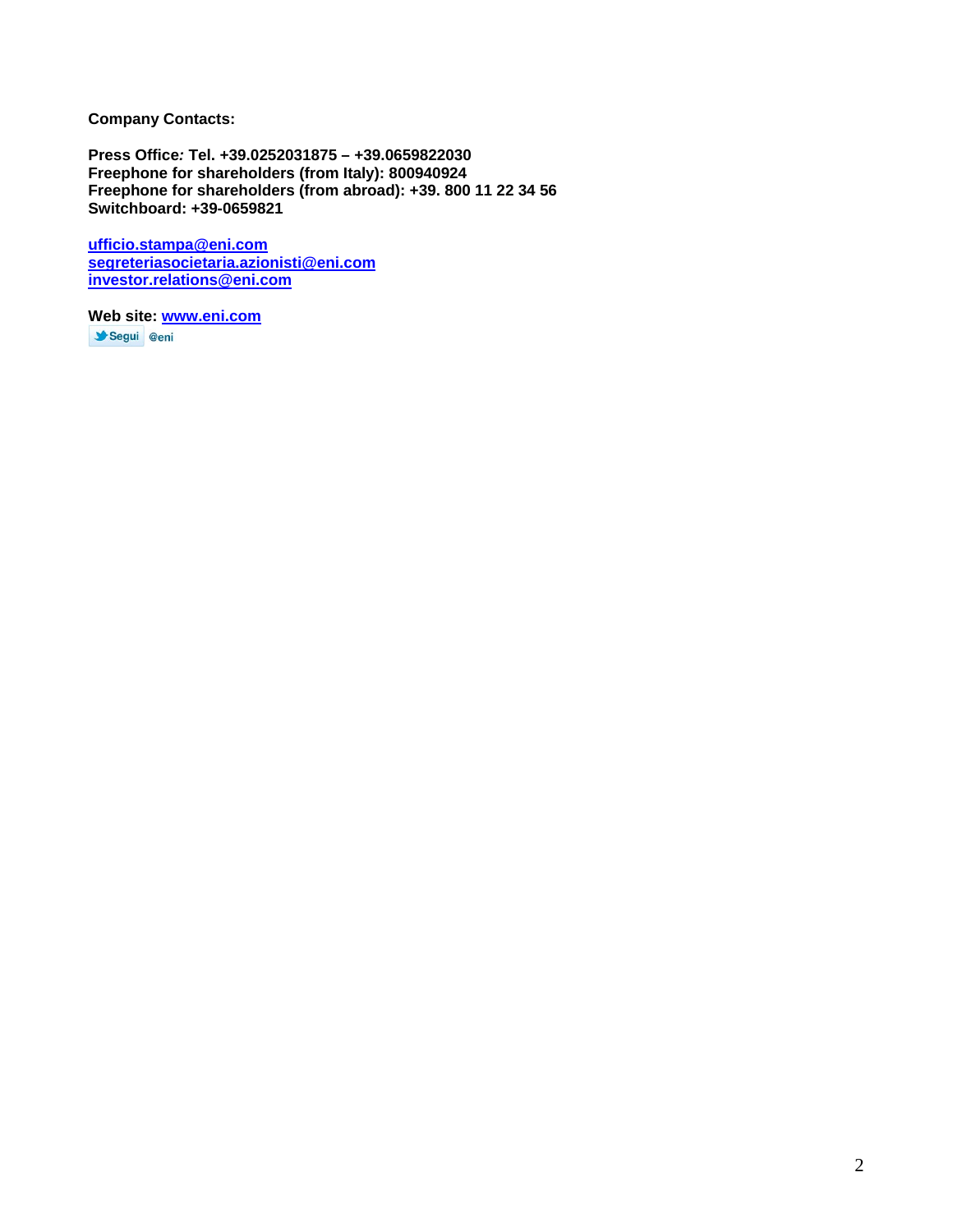**Company Contacts:**

**Press Office: Tel. +39.0252031875 – +39.0659822030**
**Freephone for shareholders (from Italy): 800940924**
**Freephone for shareholders (from abroad): +39. 800 11 22 34 56**
**Switchboard: +39-0659821**

**ufficio.stampa@eni.com**
**segreteriasocietaria.azionisti@eni.com**
**investor.relations@eni.com**

**Web site: www.eni.com**

Segui @eni